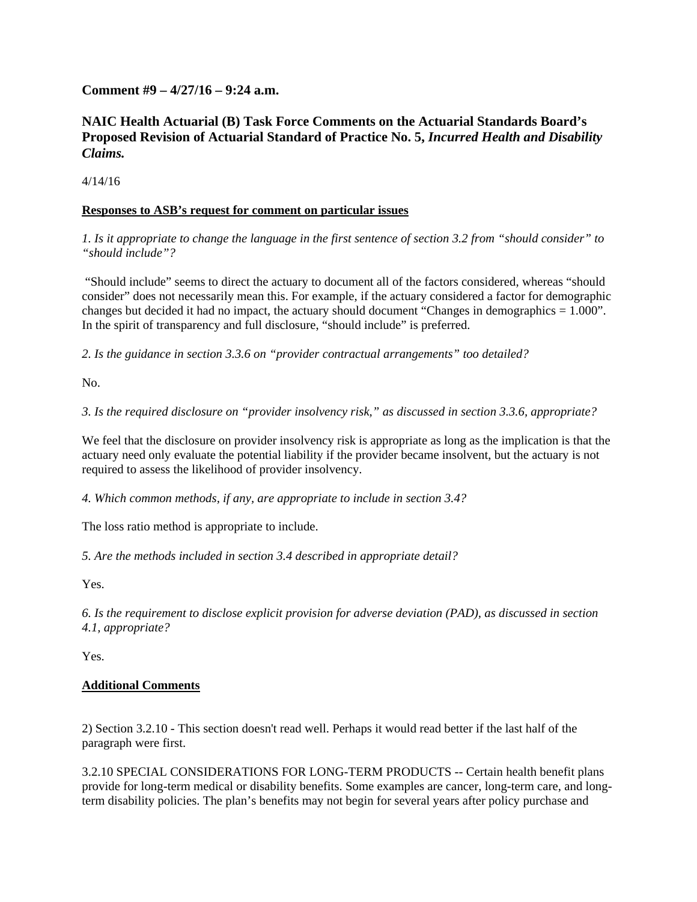**Comment #9 – 4/27/16 – 9:24 a.m.**

**NAIC Health Actuarial (B) Task Force Comments on the Actuarial Standards Board's Proposed Revision of Actuarial Standard of Practice No. 5, *Incurred Health and Disability Claims.***

4/14/16

**<u>Responses to ASB's request for comment on particular issues</u>**

*1. Is it appropriate to change the language in the first sentence of section 3.2 from "should consider" to "should include"?*

"Should include" seems to direct the actuary to document all of the factors considered, whereas "should consider" does not necessarily mean this. For example, if the actuary considered a factor for demographic changes but decided it had no impact, the actuary should document "Changes in demographics = 1.000". In the spirit of transparency and full disclosure, "should include" is preferred.

*2. Is the guidance in section 3.3.6 on "provider contractual arrangements" too detailed?*

No.

*3. Is the required disclosure on "provider insolvency risk," as discussed in section 3.3.6, appropriate?*

We feel that the disclosure on provider insolvency risk is appropriate as long as the implication is that the actuary need only evaluate the potential liability if the provider became insolvent, but the actuary is not required to assess the likelihood of provider insolvency.

*4. Which common methods, if any, are appropriate to include in section 3.4?*

The loss ratio method is appropriate to include.

*5. Are the methods included in section 3.4 described in appropriate detail?*

Yes.

*6. Is the requirement to disclose explicit provision for adverse deviation (PAD), as discussed in section 4.1, appropriate?*

Yes.

**<u>Additional Comments</u>**

2) Section 3.2.10 - This section doesn't read well. Perhaps it would read better if the last half of the paragraph were first.

3.2.10 SPECIAL CONSIDERATIONS FOR LONG-TERM PRODUCTS -- Certain health benefit plans provide for long-term medical or disability benefits. Some examples are cancer, long-term care, and long-term disability policies. The plan's benefits may not begin for several years after policy purchase and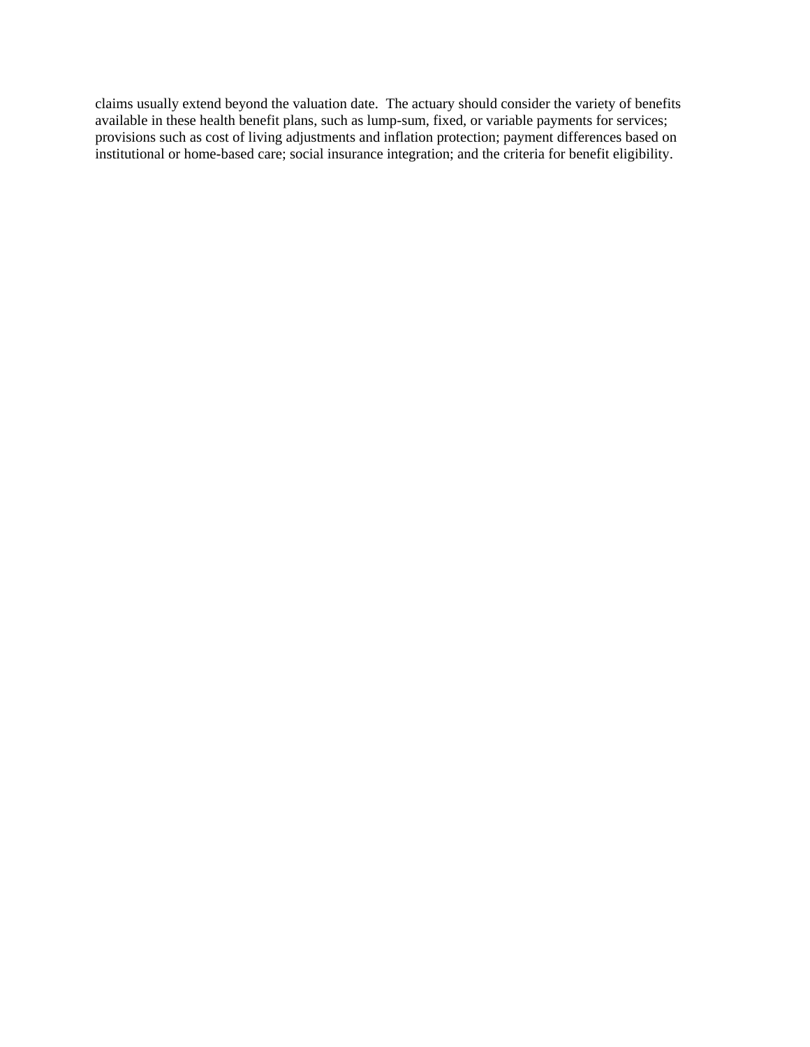claims usually extend beyond the valuation date. The actuary should consider the variety of benefits available in these health benefit plans, such as lump-sum, fixed, or variable payments for services; provisions such as cost of living adjustments and inflation protection; payment differences based on institutional or home-based care; social insurance integration; and the criteria for benefit eligibility.